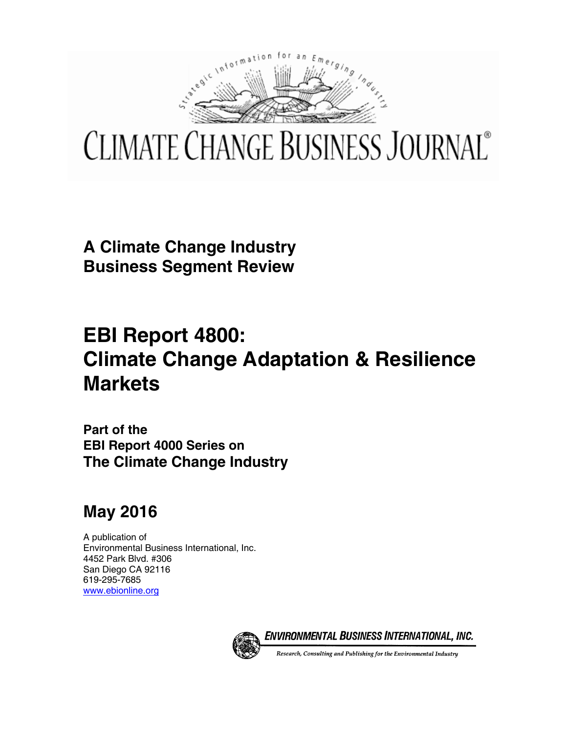Strategic Information for an Emerging Industry

# CLIMATE CHANGE BUSINESS JOURNAL®

**A Climate Change Industry Business Segment Review**

# EBI Report 4800: Climate Change Adaptation & Resilience Markets

**Part of the EBI Report 4000 Series on The Climate Change Industry**

## May 2016

A publication of
Environmental Business International, Inc.
4452 Park Blvd. #306
San Diego CA 92116
619-295-7685
www.ebionline.org

**ENVIRONMENTAL BUSINESS INTERNATIONAL, INC.**

*Research, Consulting and Publishing for the Environmental Industry*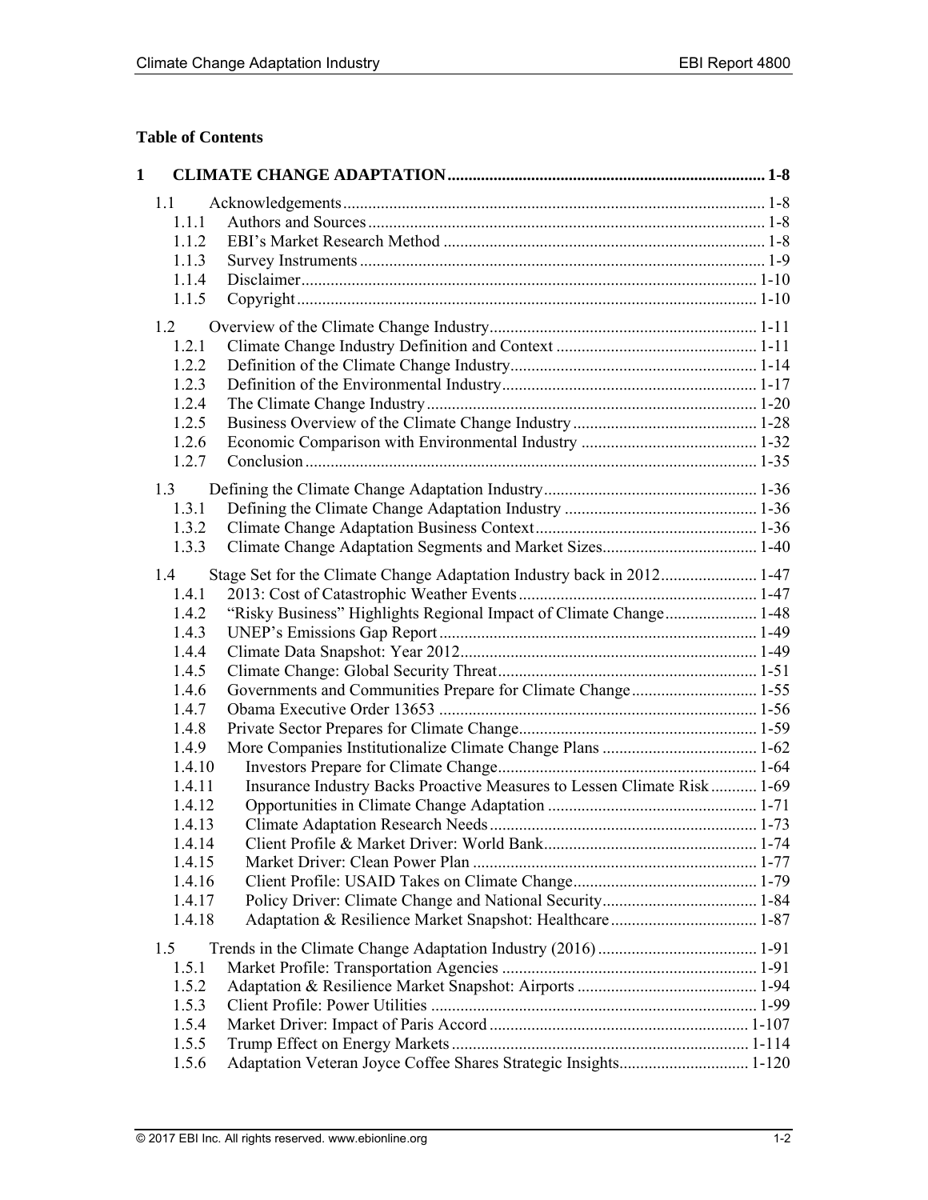**Table of Contents**

| | | |
|---|---|---|
| **1** | **CLIMATE CHANGE ADAPTATION** | **1-8** |
| 1.1 | Acknowledgements | 1-8 |
| 1.1.1 | Authors and Sources | 1-8 |
| 1.1.2 | EBI's Market Research Method | 1-8 |
| 1.1.3 | Survey Instruments | 1-9 |
| 1.1.4 | Disclaimer | 1-10 |
| 1.1.5 | Copyright | 1-10 |
| 1.2 | Overview of the Climate Change Industry | 1-11 |
| 1.2.1 | Climate Change Industry Definition and Context | 1-11 |
| 1.2.2 | Definition of the Climate Change Industry | 1-14 |
| 1.2.3 | Definition of the Environmental Industry | 1-17 |
| 1.2.4 | The Climate Change Industry | 1-20 |
| 1.2.5 | Business Overview of the Climate Change Industry | 1-28 |
| 1.2.6 | Economic Comparison with Environmental Industry | 1-32 |
| 1.2.7 | Conclusion | 1-35 |
| 1.3 | Defining the Climate Change Adaptation Industry | 1-36 |
| 1.3.1 | Defining the Climate Change Adaptation Industry | 1-36 |
| 1.3.2 | Climate Change Adaptation Business Context | 1-36 |
| 1.3.3 | Climate Change Adaptation Segments and Market Sizes | 1-40 |
| 1.4 | Stage Set for the Climate Change Adaptation Industry back in 2012 | 1-47 |
| 1.4.1 | 2013: Cost of Catastrophic Weather Events | 1-47 |
| 1.4.2 | "Risky Business" Highlights Regional Impact of Climate Change | 1-48 |
| 1.4.3 | UNEP's Emissions Gap Report | 1-49 |
| 1.4.4 | Climate Data Snapshot: Year 2012 | 1-49 |
| 1.4.5 | Climate Change: Global Security Threat | 1-51 |
| 1.4.6 | Governments and Communities Prepare for Climate Change | 1-55 |
| 1.4.7 | Obama Executive Order 13653 | 1-56 |
| 1.4.8 | Private Sector Prepares for Climate Change | 1-59 |
| 1.4.9 | More Companies Institutionalize Climate Change Plans | 1-62 |
| 1.4.10 | Investors Prepare for Climate Change | 1-64 |
| 1.4.11 | Insurance Industry Backs Proactive Measures to Lessen Climate Risk | 1-69 |
| 1.4.12 | Opportunities in Climate Change Adaptation | 1-71 |
| 1.4.13 | Climate Adaptation Research Needs | 1-73 |
| 1.4.14 | Client Profile & Market Driver: World Bank | 1-74 |
| 1.4.15 | Market Driver: Clean Power Plan | 1-77 |
| 1.4.16 | Client Profile: USAID Takes on Climate Change | 1-79 |
| 1.4.17 | Policy Driver: Climate Change and National Security | 1-84 |
| 1.4.18 | Adaptation & Resilience Market Snapshot: Healthcare | 1-87 |
| 1.5 | Trends in the Climate Change Adaptation Industry (2016) | 1-91 |
| 1.5.1 | Market Profile: Transportation Agencies | 1-91 |
| 1.5.2 | Adaptation & Resilience Market Snapshot: Airports | 1-94 |
| 1.5.3 | Client Profile: Power Utilities | 1-99 |
| 1.5.4 | Market Driver: Impact of Paris Accord | 1-107 |
| 1.5.5 | Trump Effect on Energy Markets | 1-114 |
| 1.5.6 | Adaptation Veteran Joyce Coffee Shares Strategic Insights | 1-120 |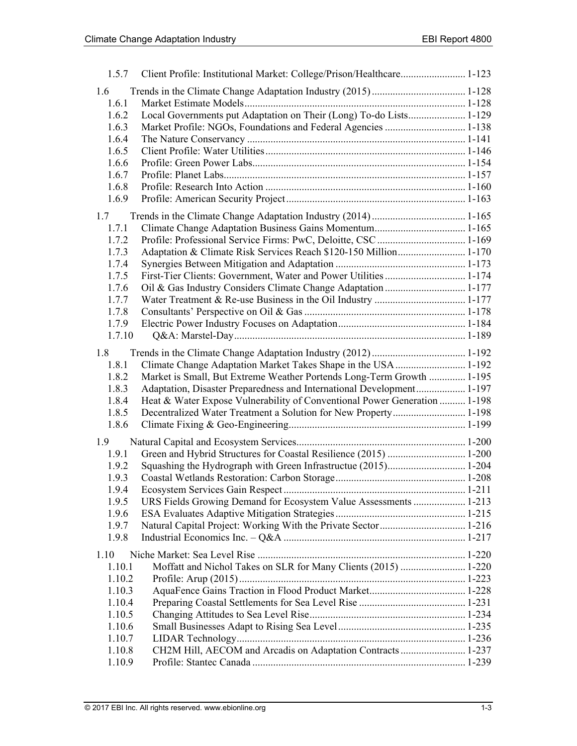1.5.7 Client Profile: Institutional Market: College/Prison/Healthcare........................ 1-123

1.6 Trends in the Climate Change Adaptation Industry (2015)................................... 1-128
1.6.1 Market Estimate Models.................................................................................. 1-128
1.6.2 Local Governments put Adaptation on Their (Long) To-do Lists...................... 1-129
1.6.3 Market Profile: NGOs, Foundations and Federal Agencies ............................... 1-138
1.6.4 The Nature Conservancy .................................................................................. 1-141
1.6.5 Client Profile: Water Utilities........................................................................... 1-146
1.6.6 Profile: Green Power Labs................................................................................ 1-154
1.6.7 Profile: Planet Labs.......................................................................................... 1-157
1.6.8 Profile: Research Into Action ........................................................................... 1-160
1.6.9 Profile: American Security Project................................................................... 1-163

1.7 Trends in the Climate Change Adaptation Industry (2014)................................... 1-165
1.7.1 Climate Change Adaptation Business Gains Momentum.................................. 1-165
1.7.2 Profile: Professional Service Firms: PwC, Deloitte, CSC ................................. 1-169
1.7.3 Adaptation & Climate Risk Services Reach $120-150 Million.......................... 1-170
1.7.4 Synergies Between Mitigation and Adaptation ................................................ 1-173
1.7.5 First-Tier Clients: Government, Water and Power Utilities .............................. 1-174
1.7.6 Oil & Gas Industry Considers Climate Change Adaptation .............................. 1-177
1.7.7 Water Treatment & Re-use Business in the Oil Industry .................................. 1-177
1.7.8 Consultants' Perspective on Oil & Gas ............................................................. 1-178
1.7.9 Electric Power Industry Focuses on Adaptation................................................ 1-184
1.7.10 Q&A: Marstel-Day........................................................................................ 1-189

1.8 Trends in the Climate Change Adaptation Industry (2012)................................... 1-192
1.8.1 Climate Change Adaptation Market Takes Shape in the USA .......................... 1-192
1.8.2 Market is Small, But Extreme Weather Portends Long-Term Growth ............. 1-195
1.8.3 Adaptation, Disaster Preparedness and International Development.................. 1-197
1.8.4 Heat & Water Expose Vulnerability of Conventional Power Generation .......... 1-198
1.8.5 Decentralized Water Treatment a Solution for New Property........................... 1-198
1.8.6 Climate Fixing & Geo-Engineering.................................................................. 1-199

1.9 Natural Capital and Ecosystem Services................................................................ 1-200
1.9.1 Green and Hybrid Structures for Coastal Resilience (2015) ............................. 1-200
1.9.2 Squashing the Hydrograph with Green Infrastructue (2015)............................. 1-204
1.9.3 Coastal Wetlands Restoration: Carbon Storage................................................. 1-208
1.9.4 Ecosystem Services Gain Respect ..................................................................... 1-211
1.9.5 URS Fields Growing Demand for Ecosystem Value Assessments ................... 1-213
1.9.6 ESA Evaluates Adaptive Mitigation Strategies................................................. 1-215
1.9.7 Natural Capital Project: Working With the Private Sector................................ 1-216
1.9.8 Industrial Economics Inc. – Q&A .................................................................... 1-217

1.10 Niche Market: Sea Level Rise ............................................................................. 1-220
1.10.1 Moffatt and Nichol Takes on SLR for Many Clients (2015) ........................ 1-220
1.10.2 Profile: Arup (2015)...................................................................................... 1-223
1.10.3 AquaFence Gains Traction in Flood Product Market.................................... 1-228
1.10.4 Preparing Coastal Settlements for Sea Level Rise ........................................ 1-231
1.10.5 Changing Attitudes to Sea Level Rise........................................................... 1-234
1.10.6 Small Businesses Adapt to Rising Sea Level................................................ 1-235
1.10.7 LIDAR Technology...................................................................................... 1-236
1.10.8 CH2M Hill, AECOM and Arcadis on Adaptation Contracts ......................... 1-237
1.10.9 Profile: Stantec Canada ................................................................................ 1-239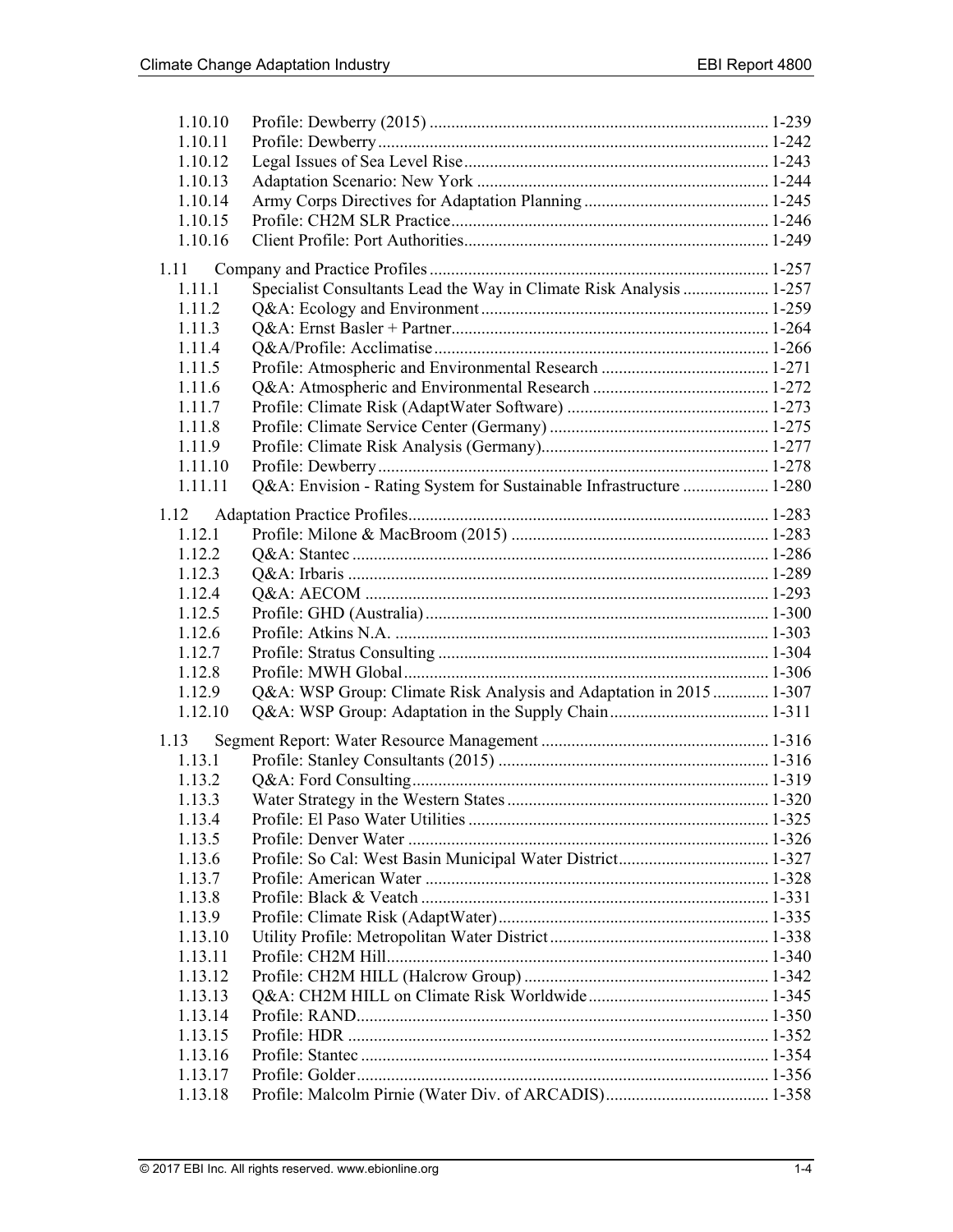| | | |
|---|---|---|
| 1.10.10 | Profile: Dewberry (2015) | 1-239 |
| 1.10.11 | Profile: Dewberry | 1-242 |
| 1.10.12 | Legal Issues of Sea Level Rise | 1-243 |
| 1.10.13 | Adaptation Scenario: New York | 1-244 |
| 1.10.14 | Army Corps Directives for Adaptation Planning | 1-245 |
| 1.10.15 | Profile: CH2M SLR Practice | 1-246 |
| 1.10.16 | Client Profile: Port Authorities | 1-249 |
| 1.11 | Company and Practice Profiles | 1-257 |
| 1.11.1 | Specialist Consultants Lead the Way in Climate Risk Analysis | 1-257 |
| 1.11.2 | Q&A: Ecology and Environment | 1-259 |
| 1.11.3 | Q&A: Ernst Basler + Partner | 1-264 |
| 1.11.4 | Q&A/Profile: Acclimatise | 1-266 |
| 1.11.5 | Profile: Atmospheric and Environmental Research | 1-271 |
| 1.11.6 | Q&A: Atmospheric and Environmental Research | 1-272 |
| 1.11.7 | Profile: Climate Risk (AdaptWater Software) | 1-273 |
| 1.11.8 | Profile: Climate Service Center (Germany) | 1-275 |
| 1.11.9 | Profile: Climate Risk Analysis (Germany) | 1-277 |
| 1.11.10 | Profile: Dewberry | 1-278 |
| 1.11.11 | Q&A: Envision - Rating System for Sustainable Infrastructure | 1-280 |
| 1.12 | Adaptation Practice Profiles | 1-283 |
| 1.12.1 | Profile: Milone & MacBroom (2015) | 1-283 |
| 1.12.2 | Q&A: Stantec | 1-286 |
| 1.12.3 | Q&A: Irbaris | 1-289 |
| 1.12.4 | Q&A: AECOM | 1-293 |
| 1.12.5 | Profile: GHD (Australia) | 1-300 |
| 1.12.6 | Profile: Atkins N.A. | 1-303 |
| 1.12.7 | Profile: Stratus Consulting | 1-304 |
| 1.12.8 | Profile: MWH Global | 1-306 |
| 1.12.9 | Q&A: WSP Group: Climate Risk Analysis and Adaptation in 2015 | 1-307 |
| 1.12.10 | Q&A: WSP Group: Adaptation in the Supply Chain | 1-311 |
| 1.13 | Segment Report: Water Resource Management | 1-316 |
| 1.13.1 | Profile: Stanley Consultants (2015) | 1-316 |
| 1.13.2 | Q&A: Ford Consulting | 1-319 |
| 1.13.3 | Water Strategy in the Western States | 1-320 |
| 1.13.4 | Profile: El Paso Water Utilities | 1-325 |
| 1.13.5 | Profile: Denver Water | 1-326 |
| 1.13.6 | Profile: So Cal: West Basin Municipal Water District | 1-327 |
| 1.13.7 | Profile: American Water | 1-328 |
| 1.13.8 | Profile: Black & Veatch | 1-331 |
| 1.13.9 | Profile: Climate Risk (AdaptWater) | 1-335 |
| 1.13.10 | Utility Profile: Metropolitan Water District | 1-338 |
| 1.13.11 | Profile: CH2M Hill | 1-340 |
| 1.13.12 | Profile: CH2M HILL (Halcrow Group) | 1-342 |
| 1.13.13 | Q&A: CH2M HILL on Climate Risk Worldwide | 1-345 |
| 1.13.14 | Profile: RAND | 1-350 |
| 1.13.15 | Profile: HDR | 1-352 |
| 1.13.16 | Profile: Stantec | 1-354 |
| 1.13.17 | Profile: Golder | 1-356 |
| 1.13.18 | Profile: Malcolm Pirnie (Water Div. of ARCADIS) | 1-358 |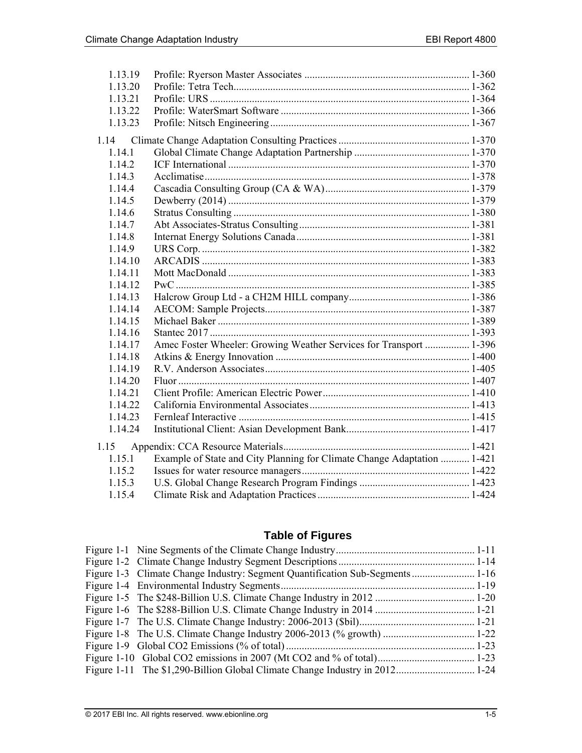1.13.19 Profile: Ryerson Master Associates ............................................................... 1-360
1.13.20 Profile: Tetra Tech.......................................................................................... 1-362
1.13.21 Profile: URS ................................................................................................... 1-364
1.13.22 Profile: WaterSmart Software ........................................................................ 1-366
1.13.23 Profile: Nitsch Engineering ............................................................................ 1-367

1.14 Climate Change Adaptation Consulting Practices .................................................. 1-370
1.14.1 Global Climate Change Adaptation Partnership ............................................ 1-370
1.14.2 ICF International ............................................................................................ 1-370
1.14.3 Acclimatise ..................................................................................................... 1-378
1.14.4 Cascadia Consulting Group (CA & WA) ....................................................... 1-379
1.14.5 Dewberry (2014) ............................................................................................ 1-379
1.14.6 Stratus Consulting .......................................................................................... 1-380
1.14.7 Abt Associates-Stratus Consulting ................................................................. 1-381
1.14.8 Internat Energy Solutions Canada .................................................................. 1-381
1.14.9 URS Corp. ...................................................................................................... 1-382
1.14.10 ARCADIS ...................................................................................................... 1-383
1.14.11 Mott MacDonald ............................................................................................ 1-383
1.14.12 PwC ................................................................................................................ 1-385
1.14.13 Halcrow Group Ltd - a CH2M HILL company .............................................. 1-386
1.14.14 AECOM: Sample Projects .............................................................................. 1-387
1.14.15 Michael Baker ................................................................................................ 1-389
1.14.16 Stantec 2017 ................................................................................................... 1-393
1.14.17 Amec Foster Wheeler: Growing Weather Services for Transport ................. 1-396
1.14.18 Atkins & Energy Innovation .......................................................................... 1-400
1.14.19 R.V. Anderson Associates .............................................................................. 1-405
1.14.20 Fluor ............................................................................................................... 1-407
1.14.21 Client Profile: American Electric Power ........................................................ 1-410
1.14.22 California Environmental Associates ............................................................. 1-413
1.14.23 Fernleaf Interactive ........................................................................................ 1-415
1.14.24 Institutional Client: Asian Development Bank ............................................... 1-417

1.15 Appendix: CCA Resource Materials ....................................................................... 1-421
1.15.1 Example of State and City Planning for Climate Change Adaptation ........... 1-421
1.15.2 Issues for water resource managers ................................................................ 1-422
1.15.3 U.S. Global Change Research Program Findings .......................................... 1-423
1.15.4 Climate Risk and Adaptation Practices .......................................................... 1-424

## Table of Figures

Figure 1-1 Nine Segments of the Climate Change Industry ..................................................... 1-11
Figure 1-2 Climate Change Industry Segment Descriptions .................................................... 1-14
Figure 1-3 Climate Change Industry: Segment Quantification Sub-Segments ........................ 1-16
Figure 1-4 Environmental Industry Segments .......................................................................... 1-19
Figure 1-5 The \$248-Billion U.S. Climate Change Industry in 2012 ...................................... 1-20
Figure 1-6 The \$288-Billion U.S. Climate Change Industry in 2014 ...................................... 1-21
Figure 1-7 The U.S. Climate Change Industry: 2006-2013 (\$bil) ........................................... 1-21
Figure 1-8 The U.S. Climate Change Industry 2006-2013 (% growth) ................................... 1-22
Figure 1-9 Global CO2 Emissions (% of total) ....................................................................... 1-23
Figure 1-10 Global CO2 emissions in 2007 (Mt CO2 and % of total) ..................................... 1-23
Figure 1-11 The \$1,290-Billion Global Climate Change Industry in 2012 ............................. 1-24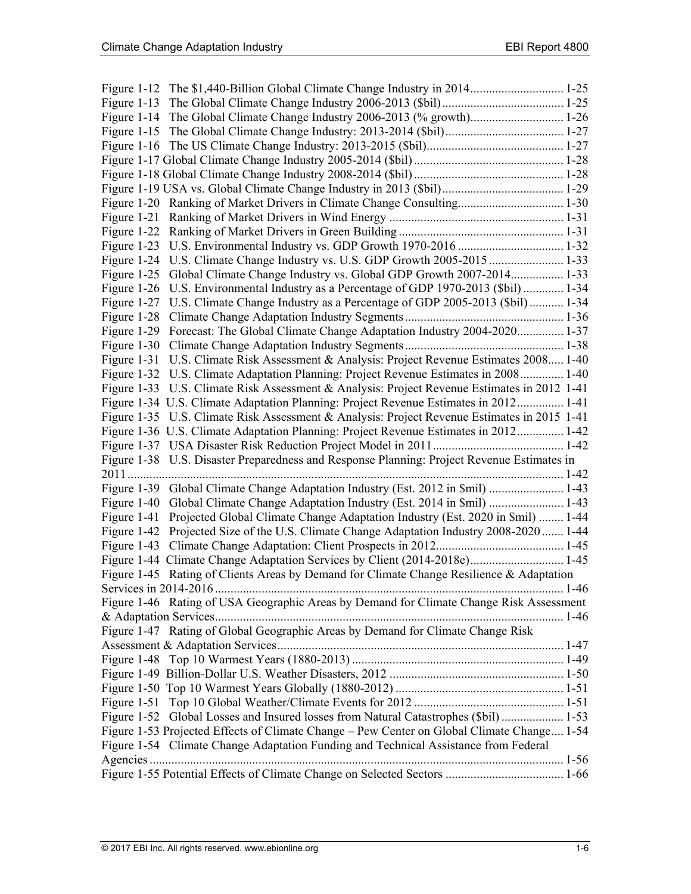Figure 1-12 The $1,440-Billion Global Climate Change Industry in 2014 .......... 1-25
Figure 1-13 The Global Climate Change Industry 2006-2013 ($bil) .......... 1-25
Figure 1-14 The Global Climate Change Industry 2006-2013 (% growth) .......... 1-26
Figure 1-15 The Global Climate Change Industry: 2013-2014 ($bil) .......... 1-27
Figure 1-16 The US Climate Change Industry: 2013-2015 ($bil) .......... 1-27
Figure 1-17 Global Climate Change Industry 2005-2014 ($bil) .......... 1-28
Figure 1-18 Global Climate Change Industry 2008-2014 ($bil) .......... 1-28
Figure 1-19 USA vs. Global Climate Change Industry in 2013 ($bil) .......... 1-29
Figure 1-20 Ranking of Market Drivers in Climate Change Consulting .......... 1-30
Figure 1-21 Ranking of Market Drivers in Wind Energy .......... 1-31
Figure 1-22 Ranking of Market Drivers in Green Building .......... 1-31
Figure 1-23 U.S. Environmental Industry vs. GDP Growth 1970-2016 .......... 1-32
Figure 1-24 U.S. Climate Change Industry vs. U.S. GDP Growth 2005-2015 .......... 1-33
Figure 1-25 Global Climate Change Industry vs. Global GDP Growth 2007-2014 .......... 1-33
Figure 1-26 U.S. Environmental Industry as a Percentage of GDP 1970-2013 ($bil) .......... 1-34
Figure 1-27 U.S. Climate Change Industry as a Percentage of GDP 2005-2013 ($bil) .......... 1-34
Figure 1-28 Climate Change Adaptation Industry Segments .......... 1-36
Figure 1-29 Forecast: The Global Climate Change Adaptation Industry 2004-2020 .......... 1-37
Figure 1-30 Climate Change Adaptation Industry Segments .......... 1-38
Figure 1-31 U.S. Climate Risk Assessment & Analysis: Project Revenue Estimates 2008 .......... 1-40
Figure 1-32 U.S. Climate Adaptation Planning: Project Revenue Estimates in 2008 .......... 1-40
Figure 1-33 U.S. Climate Risk Assessment & Analysis: Project Revenue Estimates in 2012 1-41
Figure 1-34 U.S. Climate Adaptation Planning: Project Revenue Estimates in 2012 .......... 1-41
Figure 1-35 U.S. Climate Risk Assessment & Analysis: Project Revenue Estimates in 2015 1-41
Figure 1-36 U.S. Climate Adaptation Planning: Project Revenue Estimates in 2012 .......... 1-42
Figure 1-37 USA Disaster Risk Reduction Project Model in 2011 .......... 1-42
Figure 1-38 U.S. Disaster Preparedness and Response Planning: Project Revenue Estimates in 2011 .......... 1-42
Figure 1-39 Global Climate Change Adaptation Industry (Est. 2012 in $mil) .......... 1-43
Figure 1-40 Global Climate Change Adaptation Industry (Est. 2014 in $mil) .......... 1-43
Figure 1-41 Projected Global Climate Change Adaptation Industry (Est. 2020 in $mil) .......... 1-44
Figure 1-42 Projected Size of the U.S. Climate Change Adaptation Industry 2008-2020 .......... 1-44
Figure 1-43 Climate Change Adaptation: Client Prospects in 2012 .......... 1-45
Figure 1-44 Climate Change Adaptation Services by Client (2014-2018e) .......... 1-45
Figure 1-45 Rating of Clients Areas by Demand for Climate Change Resilience & Adaptation Services in 2014-2016 .......... 1-46
Figure 1-46 Rating of USA Geographic Areas by Demand for Climate Change Risk Assessment & Adaptation Services .......... 1-46
Figure 1-47 Rating of Global Geographic Areas by Demand for Climate Change Risk Assessment & Adaptation Services .......... 1-47
Figure 1-48 Top 10 Warmest Years (1880-2013) .......... 1-49
Figure 1-49 Billion-Dollar U.S. Weather Disasters, 2012 .......... 1-50
Figure 1-50 Top 10 Warmest Years Globally (1880-2012) .......... 1-51
Figure 1-51 Top 10 Global Weather/Climate Events for 2012 .......... 1-51
Figure 1-52 Global Losses and Insured losses from Natural Catastrophes ($bil) .......... 1-53
Figure 1-53 Projected Effects of Climate Change – Pew Center on Global Climate Change .... 1-54
Figure 1-54 Climate Change Adaptation Funding and Technical Assistance from Federal Agencies .......... 1-56
Figure 1-55 Potential Effects of Climate Change on Selected Sectors .......... 1-66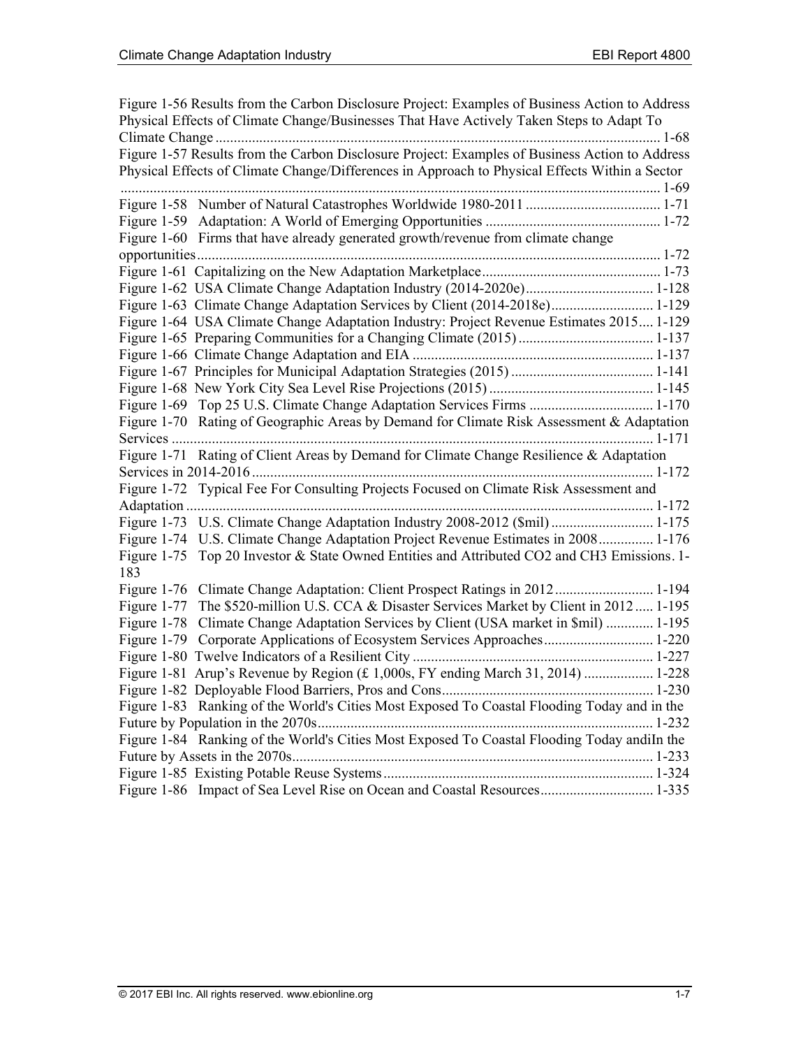Figure 1-56 Results from the Carbon Disclosure Project: Examples of Business Action to Address Physical Effects of Climate Change/Businesses That Have Actively Taken Steps to Adapt To Climate Change ........................................................................................................................ 1-68

Figure 1-57 Results from the Carbon Disclosure Project: Examples of Business Action to Address Physical Effects of Climate Change/Differences in Approach to Physical Effects Within a Sector ................................................................................................................................................... 1-69

Figure 1-58 Number of Natural Catastrophes Worldwide 1980-2011 ..................................... 1-71

Figure 1-59 Adaptation: A World of Emerging Opportunities ................................................ 1-72

Figure 1-60 Firms that have already generated growth/revenue from climate change opportunities.............................................................................................................................. 1-72

Figure 1-61 Capitalizing on the New Adaptation Marketplace................................................ 1-73

Figure 1-62 USA Climate Change Adaptation Industry (2014-2020e)................................... 1-128

Figure 1-63 Climate Change Adaptation Services by Client (2014-2018e)............................ 1-129

Figure 1-64 USA Climate Change Adaptation Industry: Project Revenue Estimates 2015.... 1-129

Figure 1-65 Preparing Communities for a Changing Climate (2015) ..................................... 1-137

Figure 1-66 Climate Change Adaptation and EIA .................................................................. 1-137

Figure 1-67 Principles for Municipal Adaptation Strategies (2015) ....................................... 1-141

Figure 1-68 New York City Sea Level Rise Projections (2015) ............................................. 1-145

Figure 1-69 Top 25 U.S. Climate Change Adaptation Services Firms .................................. 1-170

Figure 1-70 Rating of Geographic Areas by Demand for Climate Risk Assessment & Adaptation Services ................................................................................................................................... 1-171

Figure 1-71 Rating of Client Areas by Demand for Climate Change Resilience & Adaptation Services in 2014-2016 ............................................................................................................. 1-172

Figure 1-72 Typical Fee For Consulting Projects Focused on Climate Risk Assessment and Adaptation ............................................................................................................................... 1-172

Figure 1-73 U.S. Climate Change Adaptation Industry 2008-2012 ($mil) ............................ 1-175

Figure 1-74 U.S. Climate Change Adaptation Project Revenue Estimates in 2008............... 1-176

Figure 1-75 Top 20 Investor & State Owned Entities and Attributed CO2 and CH3 Emissions. 1-183

Figure 1-76 Climate Change Adaptation: Client Prospect Ratings in 2012........................... 1-194

Figure 1-77 The $520-million U.S. CCA & Disaster Services Market by Client in 2012 ..... 1-195

Figure 1-78 Climate Change Adaptation Services by Client (USA market in $mil) ............. 1-195

Figure 1-79 Corporate Applications of Ecosystem Services Approaches............................. 1-220

Figure 1-80 Twelve Indicators of a Resilient City ................................................................. 1-227

Figure 1-81 Arup's Revenue by Region (£ 1,000s, FY ending March 31, 2014) .................. 1-228

Figure 1-82 Deployable Flood Barriers, Pros and Cons.......................................................... 1-230

Figure 1-83 Ranking of the World's Cities Most Exposed To Coastal Flooding Today and in the Future by Population in the 2070s.......................................................................................... 1-232

Figure 1-84 Ranking of the World's Cities Most Exposed To Coastal Flooding Today andIn the Future by Assets in the 2070s.................................................................................................. 1-233

Figure 1-85 Existing Potable Reuse Systems......................................................................... 1-324

Figure 1-86 Impact of Sea Level Rise on Ocean and Coastal Resources.............................. 1-335